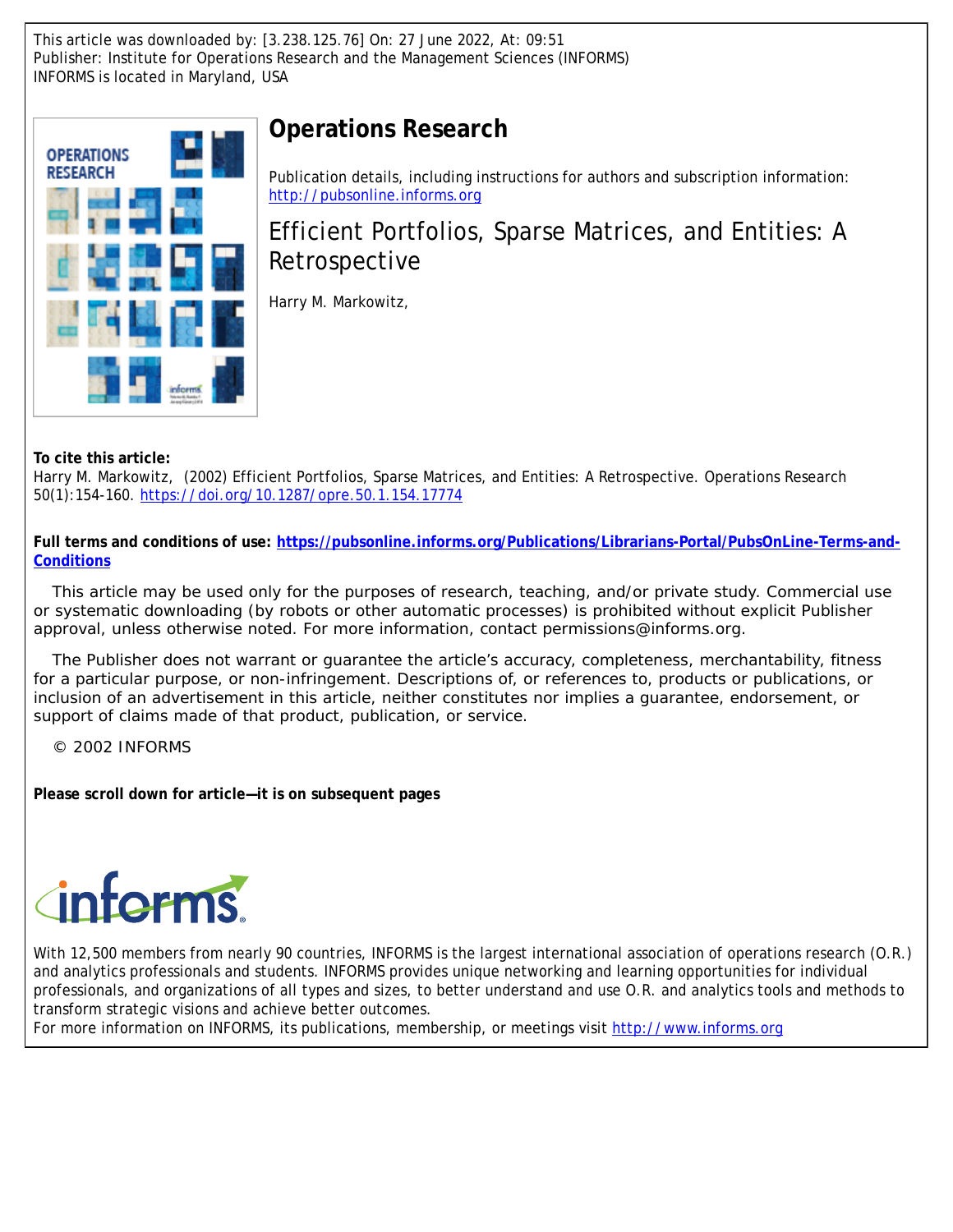This article was downloaded by: [3.238.125.76] On: 27 June 2022, At: 09:51
Publisher: Institute for Operations Research and the Management Sciences (INFORMS)
INFORMS is located in Maryland, USA

# Operations Research

Publication details, including instructions for authors and subscription information:
http://pubsonline.informs.org

## Efficient Portfolios, Sparse Matrices, and Entities: A Retrospective

Harry M. Markowitz,

**To cite this article:**
Harry M. Markowitz, (2002) Efficient Portfolios, Sparse Matrices, and Entities: A Retrospective. Operations Research 50(1):154-160. https://doi.org/10.1287/opre.50.1.154.17774

**Full terms and conditions of use: https://pubsonline.informs.org/Publications/Librarians-Portal/PubsOnLine-Terms-and-Conditions**

This article may be used only for the purposes of research, teaching, and/or private study. Commercial use or systematic downloading (by robots or other automatic processes) is prohibited without explicit Publisher approval, unless otherwise noted. For more information, contact permissions@informs.org.

The Publisher does not warrant or guarantee the article's accuracy, completeness, merchantability, fitness for a particular purpose, or non-infringement. Descriptions of, or references to, products or publications, or inclusion of an advertisement in this article, neither constitutes nor implies a guarantee, endorsement, or support of claims made of that product, publication, or service.

© 2002 INFORMS

**Please scroll down for article—it is on subsequent pages**

With 12,500 members from nearly 90 countries, INFORMS is the largest international association of operations research (O.R.) and analytics professionals and students. INFORMS provides unique networking and learning opportunities for individual professionals, and organizations of all types and sizes, to better understand and use O.R. and analytics tools and methods to transform strategic visions and achieve better outcomes.
For more information on INFORMS, its publications, membership, or meetings visit http://www.informs.org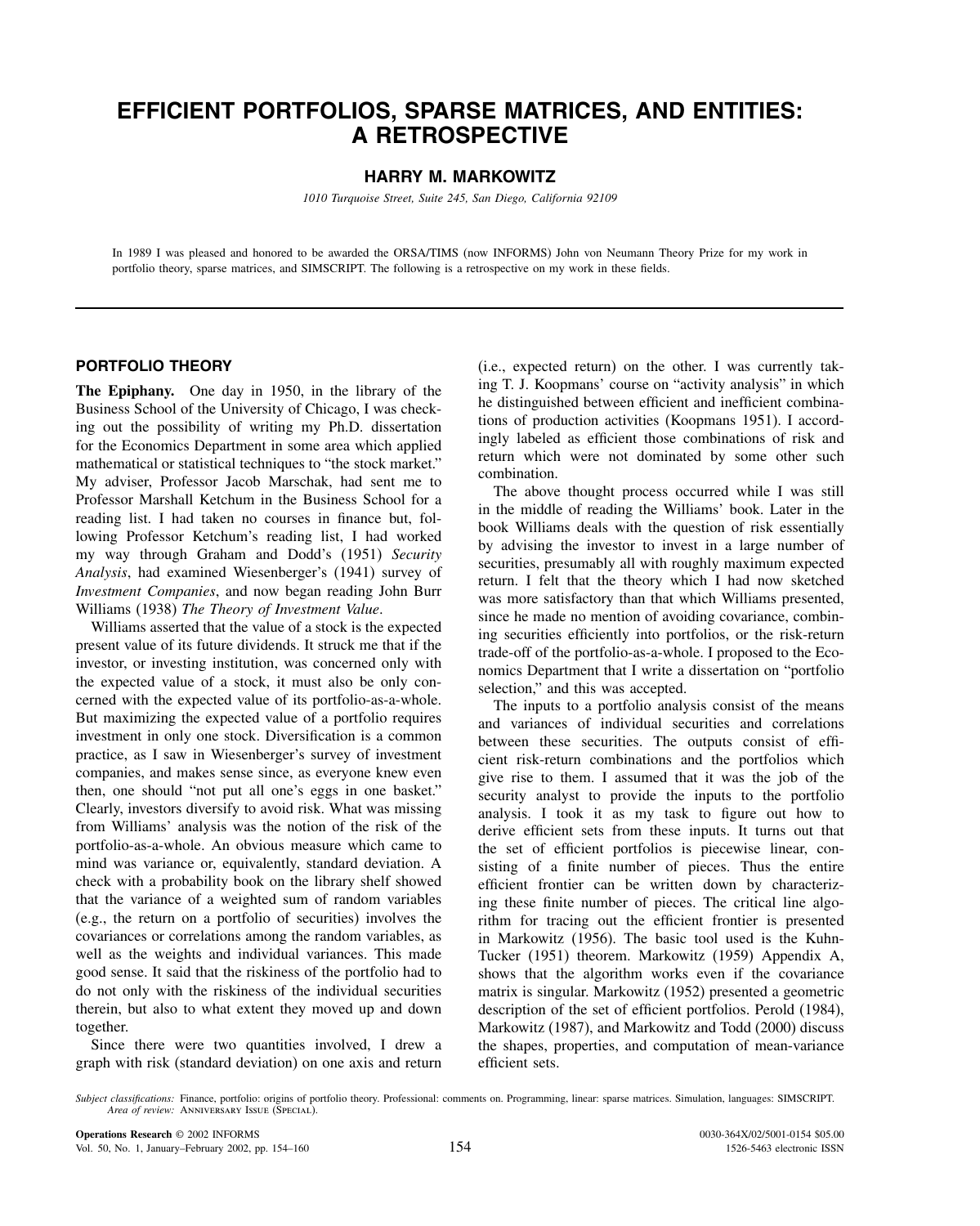# EFFICIENT PORTFOLIOS, SPARSE MATRICES, AND ENTITIES: A RETROSPECTIVE

**HARRY M. MARKOWITZ**

*1010 Turquoise Street, Suite 245, San Diego, California 92109*

In 1989 I was pleased and honored to be awarded the ORSA/TIMS (now INFORMS) John von Neumann Theory Prize for my work in portfolio theory, sparse matrices, and SIMSCRIPT. The following is a retrospective on my work in these fields.

---

## PORTFOLIO THEORY

**The Epiphany.** One day in 1950, in the library of the Business School of the University of Chicago, I was checking out the possibility of writing my Ph.D. dissertation for the Economics Department in some area which applied mathematical or statistical techniques to "the stock market." My adviser, Professor Jacob Marschak, had sent me to Professor Marshall Ketchum in the Business School for a reading list. I had taken no courses in finance but, following Professor Ketchum's reading list, I had worked my way through Graham and Dodd's (1951) *Security Analysis*, had examined Wiesenberger's (1941) survey of *Investment Companies*, and now began reading John Burr Williams (1938) *The Theory of Investment Value*.

Williams asserted that the value of a stock is the expected present value of its future dividends. It struck me that if the investor, or investing institution, was concerned only with the expected value of a stock, it must also be only concerned with the expected value of its portfolio-as-a-whole. But maximizing the expected value of a portfolio requires investment in only one stock. Diversification is a common practice, as I saw in Wiesenberger's survey of investment companies, and makes sense since, as everyone knew even then, one should "not put all one's eggs in one basket." Clearly, investors diversify to avoid risk. What was missing from Williams' analysis was the notion of the risk of the portfolio-as-a-whole. An obvious measure which came to mind was variance or, equivalently, standard deviation. A check with a probability book on the library shelf showed that the variance of a weighted sum of random variables (e.g., the return on a portfolio of securities) involves the covariances or correlations among the random variables, as well as the weights and individual variances. This made good sense. It said that the riskiness of the portfolio had to do not only with the riskiness of the individual securities therein, but also to what extent they moved up and down together.

Since there were two quantities involved, I drew a graph with risk (standard deviation) on one axis and return (i.e., expected return) on the other. I was currently taking T. J. Koopmans' course on "activity analysis" in which he distinguished between efficient and inefficient combinations of production activities (Koopmans 1951). I accordingly labeled as efficient those combinations of risk and return which were not dominated by some other such combination.

The above thought process occurred while I was still in the middle of reading the Williams' book. Later in the book Williams deals with the question of risk essentially by advising the investor to invest in a large number of securities, presumably all with roughly maximum expected return. I felt that the theory which I had now sketched was more satisfactory than that which Williams presented, since he made no mention of avoiding covariance, combining securities efficiently into portfolios, or the risk-return trade-off of the portfolio-as-a-whole. I proposed to the Economics Department that I write a dissertation on "portfolio selection," and this was accepted.

The inputs to a portfolio analysis consist of the means and variances of individual securities and correlations between these securities. The outputs consist of efficient risk-return combinations and the portfolios which give rise to them. I assumed that it was the job of the security analyst to provide the inputs to the portfolio analysis. I took it as my task to figure out how to derive efficient sets from these inputs. It turns out that the set of efficient portfolios is piecewise linear, consisting of a finite number of pieces. Thus the entire efficient frontier can be written down by characterizing these finite number of pieces. The critical line algorithm for tracing out the efficient frontier is presented in Markowitz (1956). The basic tool used is the Kuhn-Tucker (1951) theorem. Markowitz (1959) Appendix A, shows that the algorithm works even if the covariance matrix is singular. Markowitz (1952) presented a geometric description of the set of efficient portfolios. Perold (1984), Markowitz (1987), and Markowitz and Todd (2000) discuss the shapes, properties, and computation of mean-variance efficient sets.

*Subject classifications:* Finance, portfolio: origins of portfolio theory. Professional: comments on. Programming, linear: sparse matrices. Simulation, languages: SIMSCRIPT.
*Area of review:* ANNIVERSARY ISSUE (SPECIAL).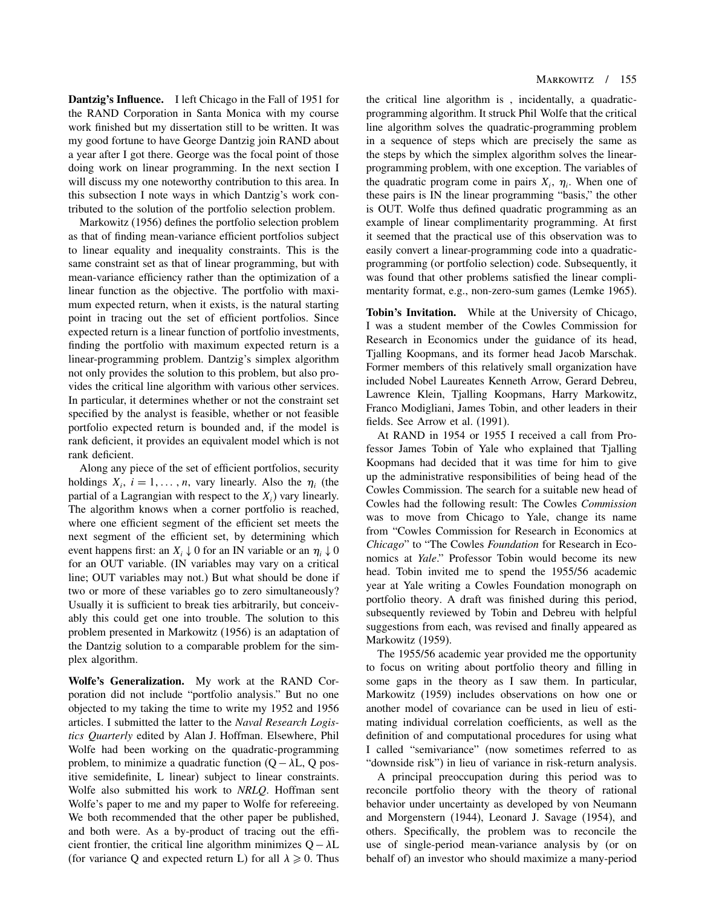**Dantzig's Influence.** I left Chicago in the Fall of 1951 for the RAND Corporation in Santa Monica with my course work finished but my dissertation still to be written. It was my good fortune to have George Dantzig join RAND about a year after I got there. George was the focal point of those doing work on linear programming. In the next section I will discuss my one noteworthy contribution to this area. In this subsection I note ways in which Dantzig's work contributed to the solution of the portfolio selection problem.

Markowitz (1956) defines the portfolio selection problem as that of finding mean-variance efficient portfolios subject to linear equality and inequality constraints. This is the same constraint set as that of linear programming, but with mean-variance efficiency rather than the optimization of a linear function as the objective. The portfolio with maximum expected return, when it exists, is the natural starting point in tracing out the set of efficient portfolios. Since expected return is a linear function of portfolio investments, finding the portfolio with maximum expected return is a linear-programming problem. Dantzig's simplex algorithm not only provides the solution to this problem, but also provides the critical line algorithm with various other services. In particular, it determines whether or not the constraint set specified by the analyst is feasible, whether or not feasible portfolio expected return is bounded and, if the model is rank deficient, it provides an equivalent model which is not rank deficient.

Along any piece of the set of efficient portfolios, security holdings $X_i$, $i = 1, \ldots, n$, vary linearly. Also the $\eta_i$ (the partial of a Lagrangian with respect to the $X_i$) vary linearly. The algorithm knows when a corner portfolio is reached, where one efficient segment of the efficient set meets the next segment of the efficient set, by determining which event happens first: an $X_i \downarrow 0$ for an IN variable or an $\eta_i \downarrow 0$ for an OUT variable. (IN variables may vary on a critical line; OUT variables may not.) But what should be done if two or more of these variables go to zero simultaneously? Usually it is sufficient to break ties arbitrarily, but conceivably this could get one into trouble. The solution to this problem presented in Markowitz (1956) is an adaptation of the Dantzig solution to a comparable problem for the simplex algorithm.

**Wolfe's Generalization.** My work at the RAND Corporation did not include "portfolio analysis." But no one objected to my taking the time to write my 1952 and 1956 articles. I submitted the latter to the *Naval Research Logistics Quarterly* edited by Alan J. Hoffman. Elsewhere, Phil Wolfe had been working on the quadratic-programming problem, to minimize a quadratic function ($\mathrm{Q} - \lambda\mathrm{L}$, Q positive semidefinite, L linear) subject to linear constraints. Wolfe also submitted his work to *NRLQ*. Hoffman sent Wolfe's paper to me and my paper to Wolfe for refereeing. We both recommended that the other paper be published, and both were. As a by-product of tracing out the efficient frontier, the critical line algorithm minimizes $\mathrm{Q} - \lambda\mathrm{L}$ (for variance Q and expected return L) for all $\lambda \geqslant 0$. Thus the critical line algorithm is , incidentally, a quadratic-programming algorithm. It struck Phil Wolfe that the critical line algorithm solves the quadratic-programming problem in a sequence of steps which are precisely the same as the steps by which the simplex algorithm solves the linear-programming problem, with one exception. The variables of the quadratic program come in pairs $X_i$, $\eta_i$. When one of these pairs is IN the linear programming "basis," the other is OUT. Wolfe thus defined quadratic programming as an example of linear complimentarity programming. At first it seemed that the practical use of this observation was to easily convert a linear-programming code into a quadratic-programming (or portfolio selection) code. Subsequently, it was found that other problems satisfied the linear complimentarity format, e.g., non-zero-sum games (Lemke 1965).

**Tobin's Invitation.** While at the University of Chicago, I was a student member of the Cowles Commission for Research in Economics under the guidance of its head, Tjalling Koopmans, and its former head Jacob Marschak. Former members of this relatively small organization have included Nobel Laureates Kenneth Arrow, Gerard Debreu, Lawrence Klein, Tjalling Koopmans, Harry Markowitz, Franco Modigliani, James Tobin, and other leaders in their fields. See Arrow et al. (1991).

At RAND in 1954 or 1955 I received a call from Professor James Tobin of Yale who explained that Tjalling Koopmans had decided that it was time for him to give up the administrative responsibilities of being head of the Cowles Commission. The search for a suitable new head of Cowles had the following result: The Cowles *Commission* was to move from Chicago to Yale, change its name from "Cowles Commission for Research in Economics at *Chicago*" to "The Cowles *Foundation* for Research in Economics at *Yale*." Professor Tobin would become its new head. Tobin invited me to spend the 1955/56 academic year at Yale writing a Cowles Foundation monograph on portfolio theory. A draft was finished during this period, subsequently reviewed by Tobin and Debreu with helpful suggestions from each, was revised and finally appeared as Markowitz (1959).

The 1955/56 academic year provided me the opportunity to focus on writing about portfolio theory and filling in some gaps in the theory as I saw them. In particular, Markowitz (1959) includes observations on how one or another model of covariance can be used in lieu of estimating individual correlation coefficients, as well as the definition of and computational procedures for using what I called "semivariance" (now sometimes referred to as "downside risk") in lieu of variance in risk-return analysis.

A principal preoccupation during this period was to reconcile portfolio theory with the theory of rational behavior under uncertainty as developed by von Neumann and Morgenstern (1944), Leonard J. Savage (1954), and others. Specifically, the problem was to reconcile the use of single-period mean-variance analysis by (or on behalf of) an investor who should maximize a many-period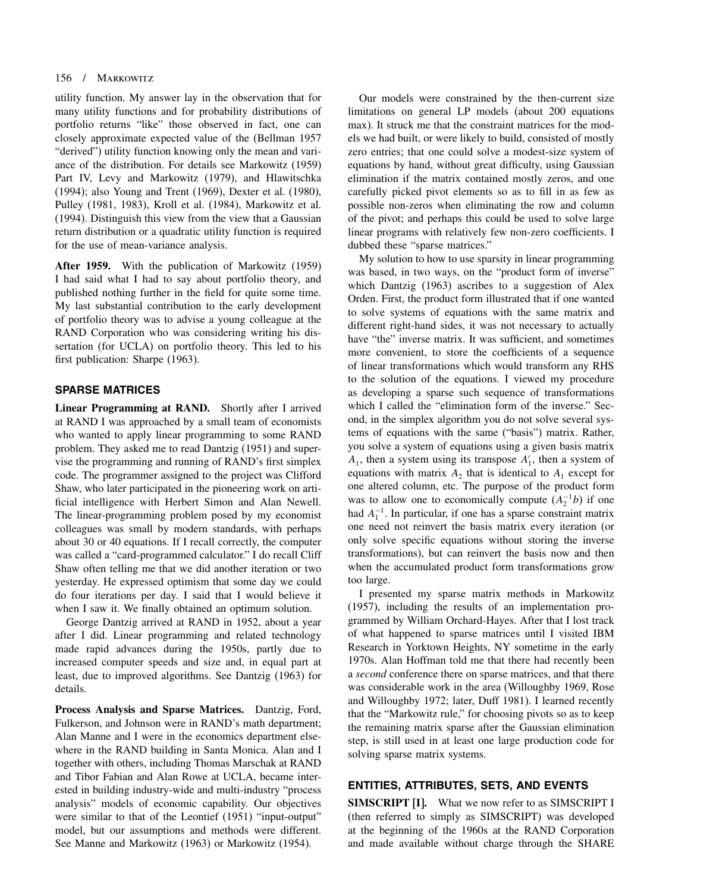utility function. My answer lay in the observation that for many utility functions and for probability distributions of portfolio returns "like" those observed in fact, one can closely approximate expected value of the (Bellman 1957 "derived") utility function knowing only the mean and variance of the distribution. For details see Markowitz (1959) Part IV, Levy and Markowitz (1979), and Hlawitschka (1994); also Young and Trent (1969), Dexter et al. (1980), Pulley (1981, 1983), Kroll et al. (1984), Markowitz et al. (1994). Distinguish this view from the view that a Gaussian return distribution or a quadratic utility function is required for the use of mean-variance analysis.

**After 1959.** With the publication of Markowitz (1959) I had said what I had to say about portfolio theory, and published nothing further in the field for quite some time. My last substantial contribution to the early development of portfolio theory was to advise a young colleague at the RAND Corporation who was considering writing his dissertation (for UCLA) on portfolio theory. This led to his first publication: Sharpe (1963).

## SPARSE MATRICES

**Linear Programming at RAND.** Shortly after I arrived at RAND I was approached by a small team of economists who wanted to apply linear programming to some RAND problem. They asked me to read Dantzig (1951) and supervise the programming and running of RAND's first simplex code. The programmer assigned to the project was Clifford Shaw, who later participated in the pioneering work on artificial intelligence with Herbert Simon and Alan Newell. The linear-programming problem posed by my economist colleagues was small by modern standards, with perhaps about 30 or 40 equations. If I recall correctly, the computer was called a "card-programmed calculator." I do recall Cliff Shaw often telling me that we did another iteration or two yesterday. He expressed optimism that some day we could do four iterations per day. I said that I would believe it when I saw it. We finally obtained an optimum solution.

George Dantzig arrived at RAND in 1952, about a year after I did. Linear programming and related technology made rapid advances during the 1950s, partly due to increased computer speeds and size and, in equal part at least, due to improved algorithms. See Dantzig (1963) for details.

**Process Analysis and Sparse Matrices.** Dantzig, Ford, Fulkerson, and Johnson were in RAND's math department; Alan Manne and I were in the economics department elsewhere in the RAND building in Santa Monica. Alan and I together with others, including Thomas Marschak at RAND and Tibor Fabian and Alan Rowe at UCLA, became interested in building industry-wide and multi-industry "process analysis" models of economic capability. Our objectives were similar to that of the Leontief (1951) "input-output" model, but our assumptions and methods were different. See Manne and Markowitz (1963) or Markowitz (1954).

Our models were constrained by the then-current size limitations on general LP models (about 200 equations max). It struck me that the constraint matrices for the models we had built, or were likely to build, consisted of mostly zero entries; that one could solve a modest-size system of equations by hand, without great difficulty, using Gaussian elimination if the matrix contained mostly zeros, and one carefully picked pivot elements so as to fill in as few as possible non-zeros when eliminating the row and column of the pivot; and perhaps this could be used to solve large linear programs with relatively few non-zero coefficients. I dubbed these "sparse matrices."

My solution to how to use sparsity in linear programming was based, in two ways, on the "product form of inverse" which Dantzig (1963) ascribes to a suggestion of Alex Orden. First, the product form illustrated that if one wanted to solve systems of equations with the same matrix and different right-hand sides, it was not necessary to actually have "the" inverse matrix. It was sufficient, and sometimes more convenient, to store the coefficients of a sequence of linear transformations which would transform any RHS to the solution of the equations. I viewed my procedure as developing a sparse such sequence of transformations which I called the "elimination form of the inverse." Second, in the simplex algorithm you do not solve several systems of equations with the same ("basis") matrix. Rather, you solve a system of equations using a given basis matrix $A_1$, then a system using its transpose $A_1'$, then a system of equations with matrix $A_2$ that is identical to $A_1$ except for one altered column, etc. The purpose of the product form was to allow one to economically compute $(A_2^{-1}b)$ if one had $A_1^{-1}$. In particular, if one has a sparse constraint matrix one need not reinvert the basis matrix every iteration (or only solve specific equations without storing the inverse transformations), but can reinvert the basis now and then when the accumulated product form transformations grow too large.

I presented my sparse matrix methods in Markowitz (1957), including the results of an implementation programmed by William Orchard-Hayes. After that I lost track of what happened to sparse matrices until I visited IBM Research in Yorktown Heights, NY sometime in the early 1970s. Alan Hoffman told me that there had recently been a *second* conference there on sparse matrices, and that there was considerable work in the area (Willoughby 1969, Rose and Willoughby 1972; later, Duff 1981). I learned recently that the "Markowitz rule," for choosing pivots so as to keep the remaining matrix sparse after the Gaussian elimination step, is still used in at least one large production code for solving sparse matrix systems.

## ENTITIES, ATTRIBUTES, SETS, AND EVENTS

**SIMSCRIPT [I].** What we now refer to as SIMSCRIPT I (then referred to simply as SIMSCRIPT) was developed at the beginning of the 1960s at the RAND Corporation and made available without charge through the SHARE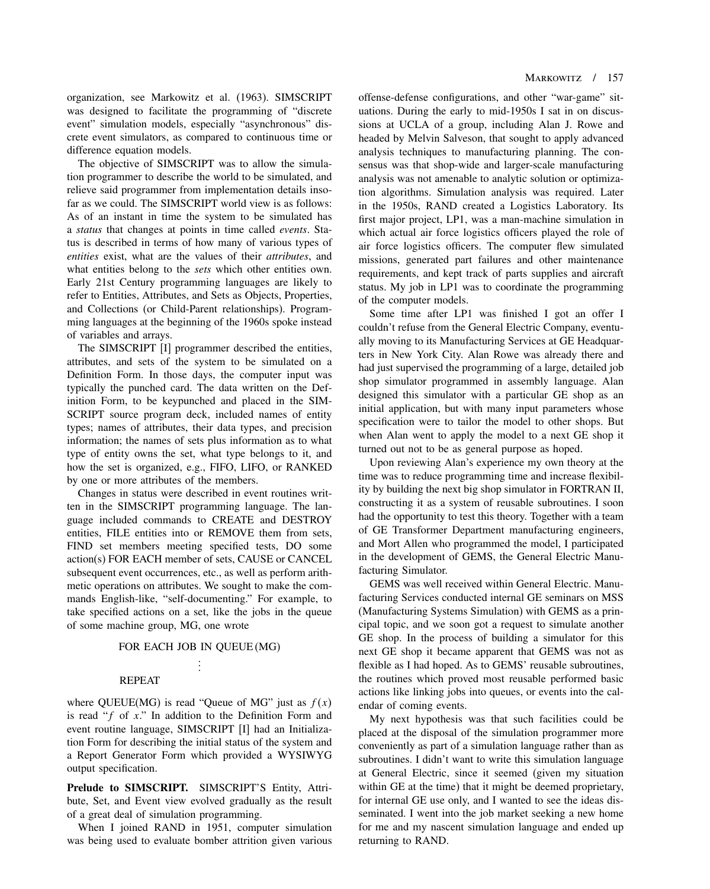organization, see Markowitz et al. (1963). SIMSCRIPT was designed to facilitate the programming of "discrete event" simulation models, especially "asynchronous" discrete event simulators, as compared to continuous time or difference equation models.

The objective of SIMSCRIPT was to allow the simulation programmer to describe the world to be simulated, and relieve said programmer from implementation details insofar as we could. The SIMSCRIPT world view is as follows: As of an instant in time the system to be simulated has a *status* that changes at points in time called *events*. Status is described in terms of how many of various types of *entities* exist, what are the values of their *attributes*, and what entities belong to the *sets* which other entities own. Early 21st Century programming languages are likely to refer to Entities, Attributes, and Sets as Objects, Properties, and Collections (or Child-Parent relationships). Programming languages at the beginning of the 1960s spoke instead of variables and arrays.

The SIMSCRIPT [I] programmer described the entities, attributes, and sets of the system to be simulated on a Definition Form. In those days, the computer input was typically the punched card. The data written on the Definition Form, to be keypunched and placed in the SIMSCRIPT source program deck, included names of entity types; names of attributes, their data types, and precision information; the names of sets plus information as to what type of entity owns the set, what type belongs to it, and how the set is organized, e.g., FIFO, LIFO, or RANKED by one or more attributes of the members.

Changes in status were described in event routines written in the SIMSCRIPT programming language. The language included commands to CREATE and DESTROY entities, FILE entities into or REMOVE them from sets, FIND set members meeting specified tests, DO some action(s) FOR EACH member of sets, CAUSE or CANCEL subsequent event occurrences, etc., as well as perform arithmetic operations on attributes. We sought to make the commands English-like, "self-documenting." For example, to take specified actions on a set, like the jobs in the queue of some machine group, MG, one wrote

```
FOR EACH JOB IN QUEUE(MG)
          ⋮
REPEAT
```

where QUEUE(MG) is read "Queue of MG" just as $f(x)$ is read "$f$ of $x$." In addition to the Definition Form and event routine language, SIMSCRIPT [I] had an Initialization Form for describing the initial status of the system and a Report Generator Form which provided a WYSIWYG output specification.

**Prelude to SIMSCRIPT.** SIMSCRIPT'S Entity, Attribute, Set, and Event view evolved gradually as the result of a great deal of simulation programming.

When I joined RAND in 1951, computer simulation was being used to evaluate bomber attrition given various offense-defense configurations, and other "war-game" situations. During the early to mid-1950s I sat in on discussions at UCLA of a group, including Alan J. Rowe and headed by Melvin Salveson, that sought to apply advanced analysis techniques to manufacturing planning. The consensus was that shop-wide and larger-scale manufacturing analysis was not amenable to analytic solution or optimization algorithms. Simulation analysis was required. Later in the 1950s, RAND created a Logistics Laboratory. Its first major project, LP1, was a man-machine simulation in which actual air force logistics officers played the role of air force logistics officers. The computer flew simulated missions, generated part failures and other maintenance requirements, and kept track of parts supplies and aircraft status. My job in LP1 was to coordinate the programming of the computer models.

Some time after LP1 was finished I got an offer I couldn't refuse from the General Electric Company, eventually moving to its Manufacturing Services at GE Headquarters in New York City. Alan Rowe was already there and had just supervised the programming of a large, detailed job shop simulator programmed in assembly language. Alan designed this simulator with a particular GE shop as an initial application, but with many input parameters whose specification were to tailor the model to other shops. But when Alan went to apply the model to a next GE shop it turned out not to be as general purpose as hoped.

Upon reviewing Alan's experience my own theory at the time was to reduce programming time and increase flexibility by building the next big shop simulator in FORTRAN II, constructing it as a system of reusable subroutines. I soon had the opportunity to test this theory. Together with a team of GE Transformer Department manufacturing engineers, and Mort Allen who programmed the model, I participated in the development of GEMS, the General Electric Manufacturing Simulator.

GEMS was well received within General Electric. Manufacturing Services conducted internal GE seminars on MSS (Manufacturing Systems Simulation) with GEMS as a principal topic, and we soon got a request to simulate another GE shop. In the process of building a simulator for this next GE shop it became apparent that GEMS was not as flexible as I had hoped. As to GEMS' reusable subroutines, the routines which proved most reusable performed basic actions like linking jobs into queues, or events into the calendar of coming events.

My next hypothesis was that such facilities could be placed at the disposal of the simulation programmer more conveniently as part of a simulation language rather than as subroutines. I didn't want to write this simulation language at General Electric, since it seemed (given my situation within GE at the time) that it might be deemed proprietary, for internal GE use only, and I wanted to see the ideas disseminated. I went into the job market seeking a new home for me and my nascent simulation language and ended up returning to RAND.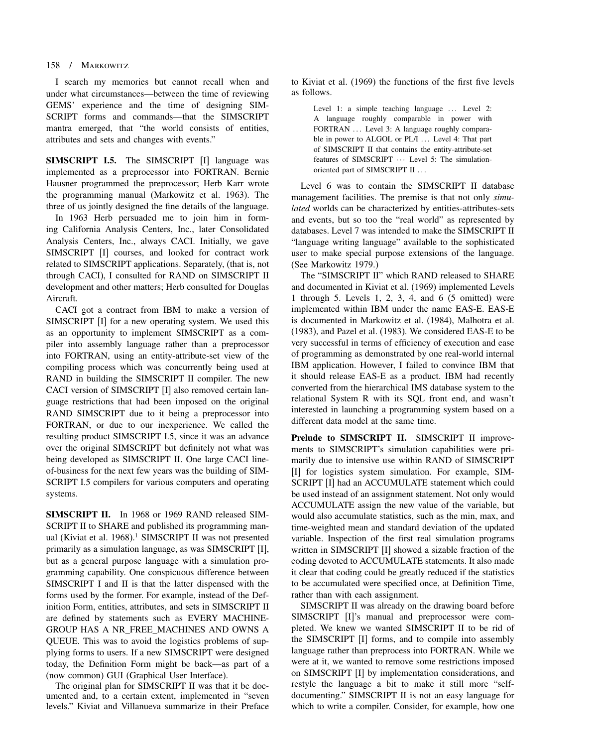I search my memories but cannot recall when and under what circumstances—between the time of reviewing GEMS' experience and the time of designing SIMSCRIPT forms and commands—that the SIMSCRIPT mantra emerged, that "the world consists of entities, attributes and sets and changes with events."

**SIMSCRIPT I.5.** The SIMSCRIPT [I] language was implemented as a preprocessor into FORTRAN. Bernie Hausner programmed the preprocessor; Herb Karr wrote the programming manual (Markowitz et al. 1963). The three of us jointly designed the fine details of the language.

In 1963 Herb persuaded me to join him in forming California Analysis Centers, Inc., later Consolidated Analysis Centers, Inc., always CACI. Initially, we gave SIMSCRIPT [I] courses, and looked for contract work related to SIMSCRIPT applications. Separately, (that is, not through CACI), I consulted for RAND on SIMSCRIPT II development and other matters; Herb consulted for Douglas Aircraft.

CACI got a contract from IBM to make a version of SIMSCRIPT [I] for a new operating system. We used this as an opportunity to implement SIMSCRIPT as a compiler into assembly language rather than a preprocessor into FORTRAN, using an entity-attribute-set view of the compiling process which was concurrently being used at RAND in building the SIMSCRIPT II compiler. The new CACI version of SIMSCRIPT [I] also removed certain language restrictions that had been imposed on the original RAND SIMSCRIPT due to it being a preprocessor into FORTRAN, or due to our inexperience. We called the resulting product SIMSCRIPT I.5, since it was an advance over the original SIMSCRIPT but definitely not what was being developed as SIMSCRIPT II. One large CACI line-of-business for the next few years was the building of SIMSCRIPT I.5 compilers for various computers and operating systems.

**SIMSCRIPT II.** In 1968 or 1969 RAND released SIMSCRIPT II to SHARE and published its programming manual (Kiviat et al. 1968).[1] SIMSCRIPT II was not presented primarily as a simulation language, as was SIMSCRIPT [I], but as a general purpose language with a simulation programming capability. One conspicuous difference between SIMSCRIPT I and II is that the latter dispensed with the forms used by the former. For example, instead of the Definition Form, entities, attributes, and sets in SIMSCRIPT II are defined by statements such as EVERY MACHINE-GROUP HAS A NR_FREE_MACHINES AND OWNS A QUEUE. This was to avoid the logistics problems of supplying forms to users. If a new SIMSCRIPT were designed today, the Definition Form might be back—as part of a (now common) GUI (Graphical User Interface).

The original plan for SIMSCRIPT II was that it be documented and, to a certain extent, implemented in "seven levels." Kiviat and Villanueva summarize in their Preface to Kiviat et al. (1969) the functions of the first five levels as follows.

> Level 1: a simple teaching language ... Level 2: A language roughly comparable in power with FORTRAN ... Level 3: A language roughly comparable in power to ALGOL or PL/I ... Level 4: That part of SIMSCRIPT II that contains the entity-attribute-set features of SIMSCRIPT ··· Level 5: The simulation-oriented part of SIMSCRIPT II ...

Level 6 was to contain the SIMSCRIPT II database management facilities. The premise is that not only *simulated* worlds can be characterized by entities-attributes-sets and events, but so too the "real world" as represented by databases. Level 7 was intended to make the SIMSCRIPT II "language writing language" available to the sophisticated user to make special purpose extensions of the language. (See Markowitz 1979.)

The "SIMSCRIPT II" which RAND released to SHARE and documented in Kiviat et al. (1969) implemented Levels 1 through 5. Levels 1, 2, 3, 4, and 6 (5 omitted) were implemented within IBM under the name EAS-E. EAS-E is documented in Markowitz et al. (1984), Malhotra et al. (1983), and Pazel et al. (1983). We considered EAS-E to be very successful in terms of efficiency of execution and ease of programming as demonstrated by one real-world internal IBM application. However, I failed to convince IBM that it should release EAS-E as a product. IBM had recently converted from the hierarchical IMS database system to the relational System R with its SQL front end, and wasn't interested in launching a programming system based on a different data model at the same time.

**Prelude to SIMSCRIPT II.** SIMSCRIPT II improvements to SIMSCRIPT's simulation capabilities were primarily due to intensive use within RAND of SIMSCRIPT [I] for logistics system simulation. For example, SIMSCRIPT [I] had an ACCUMULATE statement which could be used instead of an assignment statement. Not only would ACCUMULATE assign the new value of the variable, but would also accumulate statistics, such as the min, max, and time-weighted mean and standard deviation of the updated variable. Inspection of the first real simulation programs written in SIMSCRIPT [I] showed a sizable fraction of the coding devoted to ACCUMULATE statements. It also made it clear that coding could be greatly reduced if the statistics to be accumulated were specified once, at Definition Time, rather than with each assignment.

SIMSCRIPT II was already on the drawing board before SIMSCRIPT [I]'s manual and preprocessor were completed. We knew we wanted SIMSCRIPT II to be rid of the SIMSCRIPT [I] forms, and to compile into assembly language rather than preprocess into FORTRAN. While we were at it, we wanted to remove some restrictions imposed on SIMSCRIPT [I] by implementation considerations, and restyle the language a bit to make it still more "self-documenting." SIMSCRIPT II is not an easy language for which to write a compiler. Consider, for example, how one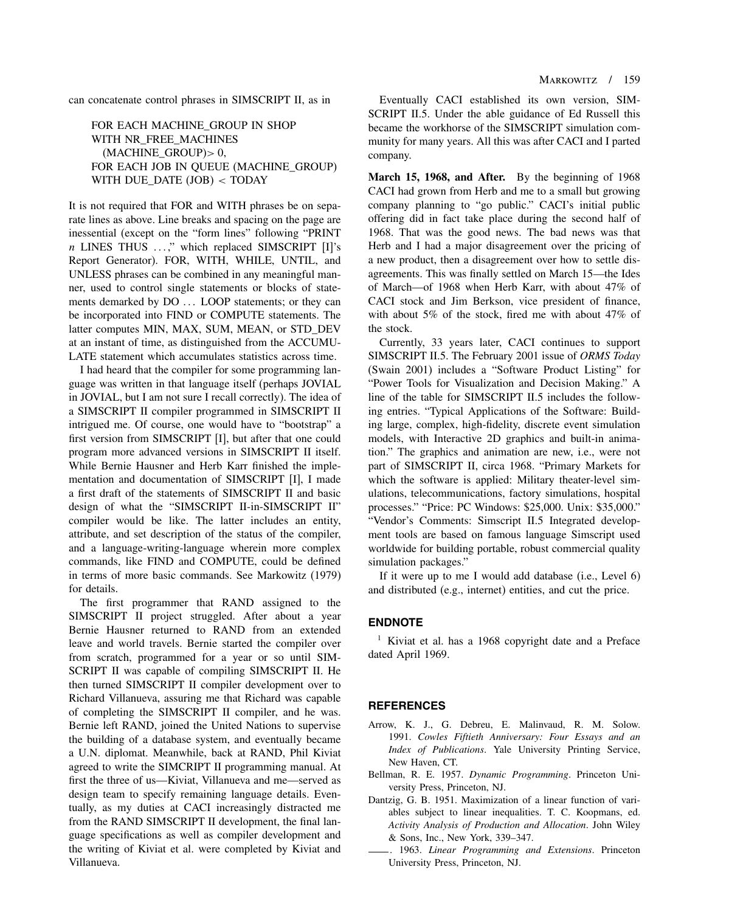can concatenate control phrases in SIMSCRIPT II, as in

```
FOR EACH MACHINE_GROUP IN SHOP
WITH NR_FREE_MACHINES
  (MACHINE_GROUP)> 0,
FOR EACH JOB IN QUEUE (MACHINE_GROUP)
WITH DUE_DATE (JOB) < TODAY
```

It is not required that FOR and WITH phrases be on separate lines as above. Line breaks and spacing on the page are inessential (except on the "form lines" following "PRINT *n* LINES THUS ...," which replaced SIMSCRIPT [I]'s Report Generator). FOR, WITH, WHILE, UNTIL, and UNLESS phrases can be combined in any meaningful manner, used to control single statements or blocks of statements demarked by DO ... LOOP statements; or they can be incorporated into FIND or COMPUTE statements. The latter computes MIN, MAX, SUM, MEAN, or STD_DEV at an instant of time, as distinguished from the ACCUMULATE statement which accumulates statistics across time.

I had heard that the compiler for some programming language was written in that language itself (perhaps JOVIAL in JOVIAL, but I am not sure I recall correctly). The idea of a SIMSCRIPT II compiler programmed in SIMSCRIPT II intrigued me. Of course, one would have to "bootstrap" a first version from SIMSCRIPT [I], but after that one could program more advanced versions in SIMSCRIPT II itself. While Bernie Hausner and Herb Karr finished the implementation and documentation of SIMSCRIPT [I], I made a first draft of the statements of SIMSCRIPT II and basic design of what the "SIMSCRIPT II-in-SIMSCRIPT II" compiler would be like. The latter includes an entity, attribute, and set description of the status of the compiler, and a language-writing-language wherein more complex commands, like FIND and COMPUTE, could be defined in terms of more basic commands. See Markowitz (1979) for details.

The first programmer that RAND assigned to the SIMSCRIPT II project struggled. After about a year Bernie Hausner returned to RAND from an extended leave and world travels. Bernie started the compiler over from scratch, programmed for a year or so until SIMSCRIPT II was capable of compiling SIMSCRIPT II. He then turned SIMSCRIPT II compiler development over to Richard Villanueva, assuring me that Richard was capable of completing the SIMSCRIPT II compiler, and he was. Bernie left RAND, joined the United Nations to supervise the building of a database system, and eventually became a U.N. diplomat. Meanwhile, back at RAND, Phil Kiviat agreed to write the SIMCRIPT II programming manual. At first the three of us—Kiviat, Villanueva and me—served as design team to specify remaining language details. Eventually, as my duties at CACI increasingly distracted me from the RAND SIMSCRIPT II development, the final language specifications as well as compiler development and the writing of Kiviat et al. were completed by Kiviat and Villanueva.

Eventually CACI established its own version, SIMSCRIPT II.5. Under the able guidance of Ed Russell this became the workhorse of the SIMSCRIPT simulation community for many years. All this was after CACI and I parted company.

**March 15, 1968, and After.** By the beginning of 1968 CACI had grown from Herb and me to a small but growing company planning to "go public." CACI's initial public offering did in fact take place during the second half of 1968. That was the good news. The bad news was that Herb and I had a major disagreement over the pricing of a new product, then a disagreement over how to settle disagreements. This was finally settled on March 15—the Ides of March—of 1968 when Herb Karr, with about 47% of CACI stock and Jim Berkson, vice president of finance, with about 5% of the stock, fired me with about 47% of the stock.

Currently, 33 years later, CACI continues to support SIMSCRIPT II.5. The February 2001 issue of *ORMS Today* (Swain 2001) includes a "Software Product Listing" for "Power Tools for Visualization and Decision Making." A line of the table for SIMSCRIPT II.5 includes the following entries. "Typical Applications of the Software: Building large, complex, high-fidelity, discrete event simulation models, with Interactive 2D graphics and built-in animation." The graphics and animation are new, i.e., were not part of SIMSCRIPT II, circa 1968. "Primary Markets for which the software is applied: Military theater-level simulations, telecommunications, factory simulations, hospital processes." "Price: PC Windows: $25,000. Unix: $35,000." "Vendor's Comments: Simscript II.5 Integrated development tools are based on famous language Simscript used worldwide for building portable, robust commercial quality simulation packages."

If it were up to me I would add database (i.e., Level 6) and distributed (e.g., internet) entities, and cut the price.

## ENDNOTE

[1] Kiviat et al. has a 1968 copyright date and a Preface dated April 1969.

## REFERENCES

Arrow, K. J., G. Debreu, E. Malinvaud, R. M. Solow. 1991. *Cowles Fiftieth Anniversary: Four Essays and an Index of Publications*. Yale University Printing Service, New Haven, CT.

Bellman, R. E. 1957. *Dynamic Programming*. Princeton University Press, Princeton, NJ.

Dantzig, G. B. 1951. Maximization of a linear function of variables subject to linear inequalities. T. C. Koopmans, ed. *Activity Analysis of Production and Allocation*. John Wiley & Sons, Inc., New York, 339–347.

——. 1963. *Linear Programming and Extensions*. Princeton University Press, Princeton, NJ.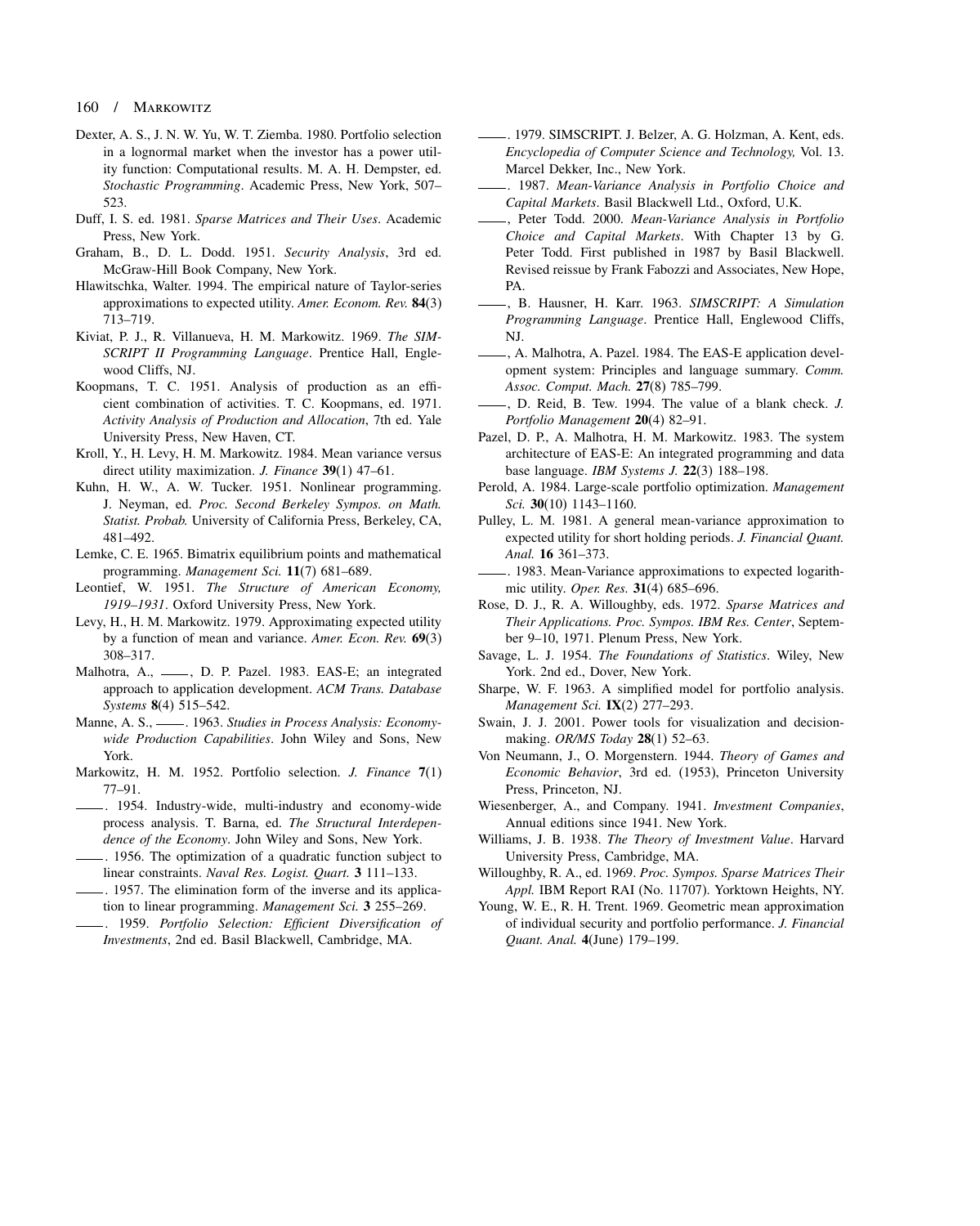Dexter, A. S., J. N. W. Yu, W. T. Ziemba. 1980. Portfolio selection in a lognormal market when the investor has a power utility function: Computational results. M. A. H. Dempster, ed. *Stochastic Programming*. Academic Press, New York, 507–523.

Duff, I. S. ed. 1981. *Sparse Matrices and Their Uses*. Academic Press, New York.

Graham, B., D. L. Dodd. 1951. *Security Analysis*, 3rd ed. McGraw-Hill Book Company, New York.

Hlawitschka, Walter. 1994. The empirical nature of Taylor-series approximations to expected utility. *Amer. Econom. Rev.* **84**(3) 713–719.

Kiviat, P. J., R. Villanueva, H. M. Markowitz. 1969. *The SIMSCRIPT II Programming Language*. Prentice Hall, Englewood Cliffs, NJ.

Koopmans, T. C. 1951. Analysis of production as an efficient combination of activities. T. C. Koopmans, ed. 1971. *Activity Analysis of Production and Allocation*, 7th ed. Yale University Press, New Haven, CT.

Kroll, Y., H. Levy, H. M. Markowitz. 1984. Mean variance versus direct utility maximization. *J. Finance* **39**(1) 47–61.

Kuhn, H. W., A. W. Tucker. 1951. Nonlinear programming. J. Neyman, ed. *Proc. Second Berkeley Sympos. on Math. Statist. Probab.* University of California Press, Berkeley, CA, 481–492.

Lemke, C. E. 1965. Bimatrix equilibrium points and mathematical programming. *Management Sci.* **11**(7) 681–689.

Leontief, W. 1951. *The Structure of American Economy, 1919–1931*. Oxford University Press, New York.

Levy, H., H. M. Markowitz. 1979. Approximating expected utility by a function of mean and variance. *Amer. Econ. Rev.* **69**(3) 308–317.

Malhotra, A., ——, D. P. Pazel. 1983. EAS-E; an integrated approach to application development. *ACM Trans. Database Systems* **8**(4) 515–542.

Manne, A. S., ——. 1963. *Studies in Process Analysis: Economy-wide Production Capabilities*. John Wiley and Sons, New York.

Markowitz, H. M. 1952. Portfolio selection. *J. Finance* **7**(1) 77–91.

——. 1954. Industry-wide, multi-industry and economy-wide process analysis. T. Barna, ed. *The Structural Interdependence of the Economy*. John Wiley and Sons, New York.

——. 1956. The optimization of a quadratic function subject to linear constraints. *Naval Res. Logist. Quart.* **3** 111–133.

——. 1957. The elimination form of the inverse and its application to linear programming. *Management Sci.* **3** 255–269.

——. 1959. *Portfolio Selection: Efficient Diversification of Investments*, 2nd ed. Basil Blackwell, Cambridge, MA.

——. 1979. SIMSCRIPT. J. Belzer, A. G. Holzman, A. Kent, eds. *Encyclopedia of Computer Science and Technology,* Vol. 13. Marcel Dekker, Inc., New York.

——. 1987. *Mean-Variance Analysis in Portfolio Choice and Capital Markets*. Basil Blackwell Ltd., Oxford, U.K.

——, Peter Todd. 2000. *Mean-Variance Analysis in Portfolio Choice and Capital Markets*. With Chapter 13 by G. Peter Todd. First published in 1987 by Basil Blackwell. Revised reissue by Frank Fabozzi and Associates, New Hope, PA.

——, B. Hausner, H. Karr. 1963. *SIMSCRIPT: A Simulation Programming Language*. Prentice Hall, Englewood Cliffs, NJ.

——, A. Malhotra, A. Pazel. 1984. The EAS-E application development system: Principles and language summary. *Comm. Assoc. Comput. Mach.* **27**(8) 785–799.

——, D. Reid, B. Tew. 1994. The value of a blank check. *J. Portfolio Management* **20**(4) 82–91.

Pazel, D. P., A. Malhotra, H. M. Markowitz. 1983. The system architecture of EAS-E: An integrated programming and data base language. *IBM Systems J.* **22**(3) 188–198.

Perold, A. 1984. Large-scale portfolio optimization. *Management Sci.* **30**(10) 1143–1160.

Pulley, L. M. 1981. A general mean-variance approximation to expected utility for short holding periods. *J. Financial Quant. Anal.* **16** 361–373.

——. 1983. Mean-Variance approximations to expected logarithmic utility. *Oper. Res.* **31**(4) 685–696.

Rose, D. J., R. A. Willoughby, eds. 1972. *Sparse Matrices and Their Applications. Proc. Sympos. IBM Res. Center*, September 9–10, 1971. Plenum Press, New York.

Savage, L. J. 1954. *The Foundations of Statistics*. Wiley, New York. 2nd ed., Dover, New York.

Sharpe, W. F. 1963. A simplified model for portfolio analysis. *Management Sci.* **IX**(2) 277–293.

Swain, J. J. 2001. Power tools for visualization and decision-making. *OR/MS Today* **28**(1) 52–63.

Von Neumann, J., O. Morgenstern. 1944. *Theory of Games and Economic Behavior*, 3rd ed. (1953), Princeton University Press, Princeton, NJ.

Wiesenberger, A., and Company. 1941. *Investment Companies*, Annual editions since 1941. New York.

Williams, J. B. 1938. *The Theory of Investment Value*. Harvard University Press, Cambridge, MA.

Willoughby, R. A., ed. 1969. *Proc. Sympos. Sparse Matrices Their Appl.* IBM Report RAI (No. 11707). Yorktown Heights, NY.

Young, W. E., R. H. Trent. 1969. Geometric mean approximation of individual security and portfolio performance. *J. Financial Quant. Anal.* **4**(June) 179–199.